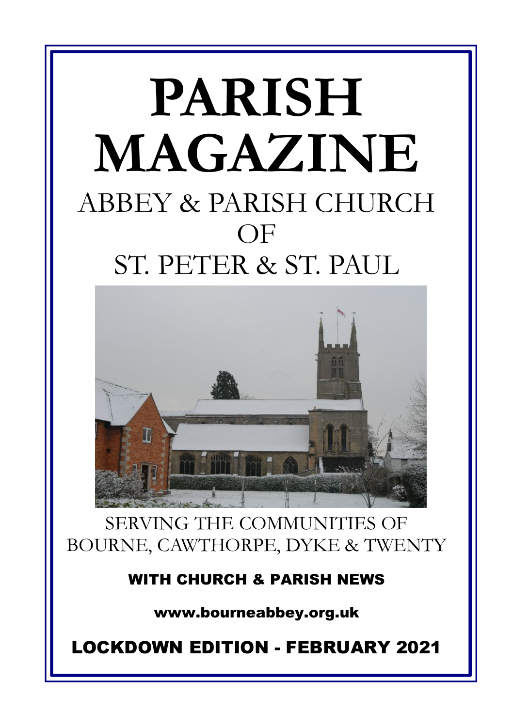# PARISH MAGAZINE

## ABBEY & PARISH CHURCH OF ST. PETER & ST. PAUL

SERVING THE COMMUNITIES OF BOURNE, CAWTHORPE, DYKE & TWENTY

**WITH CHURCH & PARISH NEWS**

**www.bourneabbey.org.uk**

**LOCKDOWN EDITION - FEBRUARY 2021**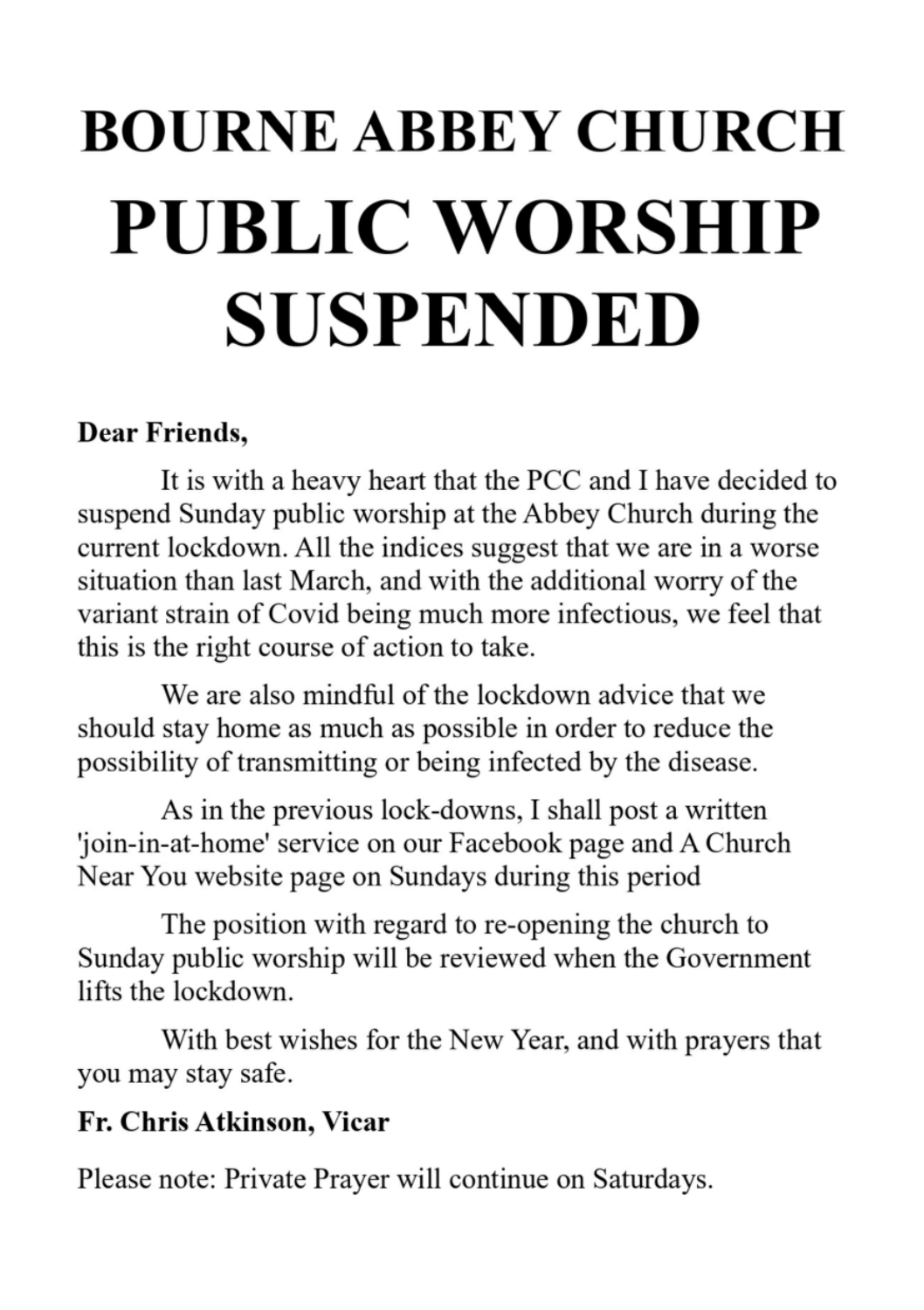# BOURNE ABBEY CHURCH

# PUBLIC WORSHIP SUSPENDED

**Dear Friends,**

It is with a heavy heart that the PCC and I have decided to suspend Sunday public worship at the Abbey Church during the current lockdown. All the indices suggest that we are in a worse situation than last March, and with the additional worry of the variant strain of Covid being much more infectious, we feel that this is the right course of action to take.

We are also mindful of the lockdown advice that we should stay home as much as possible in order to reduce the possibility of transmitting or being infected by the disease.

As in the previous lock-downs, I shall post a written 'join-in-at-home' service on our Facebook page and A Church Near You website page on Sundays during this period

The position with regard to re-opening the church to Sunday public worship will be reviewed when the Government lifts the lockdown.

With best wishes for the New Year, and with prayers that you may stay safe.

**Fr. Chris Atkinson, Vicar**

Please note: Private Prayer will continue on Saturdays.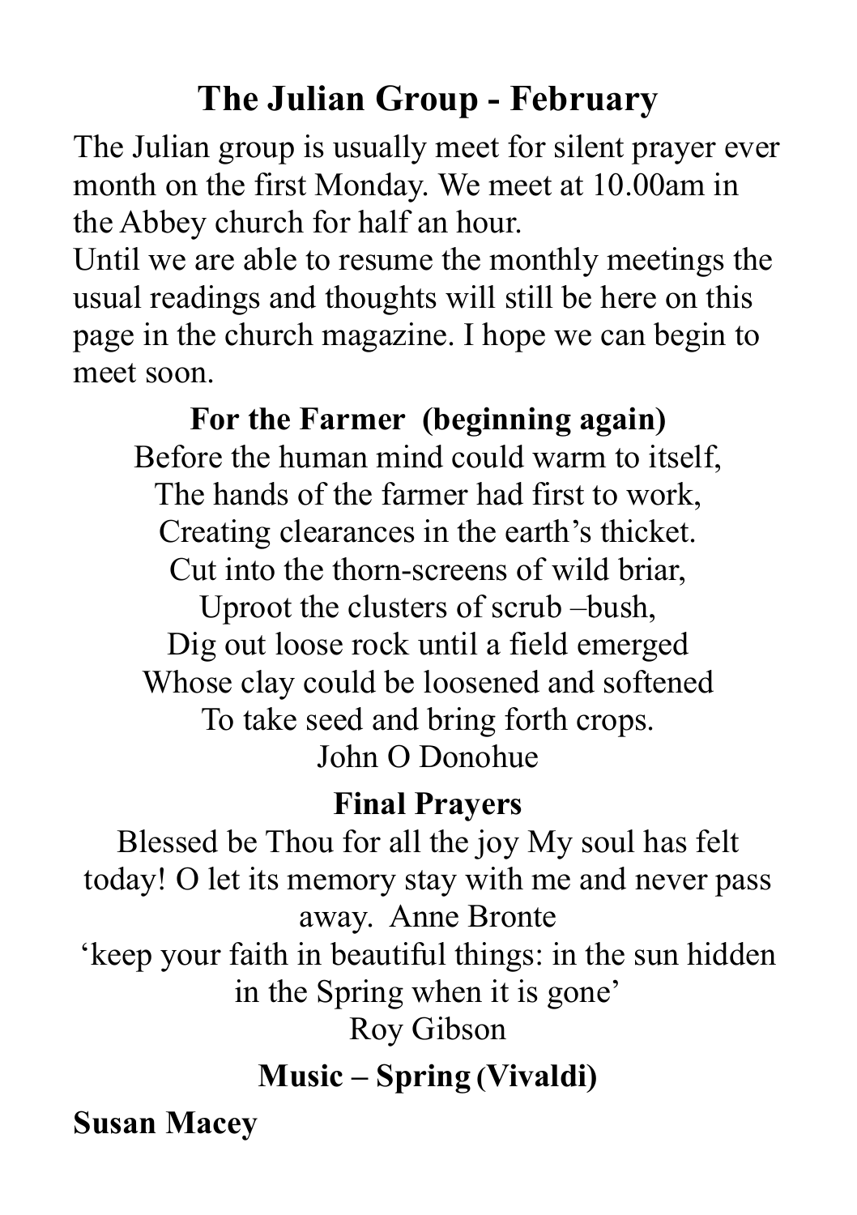# The Julian Group - February

The Julian group is usually meet for silent prayer ever month on the first Monday. We meet at 10.00am in the Abbey church for half an hour.

Until we are able to resume the monthly meetings the usual readings and thoughts will still be here on this page in the church magazine. I hope we can begin to meet soon.

**For the Farmer (beginning again)**

Before the human mind could warm to itself,  
The hands of the farmer had first to work,  
Creating clearances in the earth's thicket.  
Cut into the thorn-screens of wild briar,  
Uproot the clusters of scrub –bush,  
Dig out loose rock until a field emerged  
Whose clay could be loosened and softened  
To take seed and bring forth crops.  
John O Donohue

**Final Prayers**

Blessed be Thou for all the joy My soul has felt today! O let its memory stay with me and never pass away. Anne Bronte

'keep your faith in beautiful things: in the sun hidden in the Spring when it is gone'  
Roy Gibson

**Music – Spring (Vivaldi)**

**Susan Macey**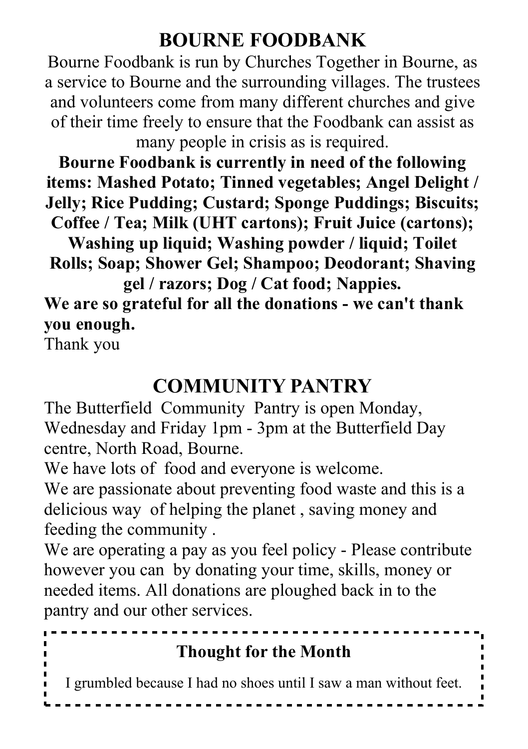# BOURNE FOODBANK

Bourne Foodbank is run by Churches Together in Bourne, as a service to Bourne and the surrounding villages. The trustees and volunteers come from many different churches and give of their time freely to ensure that the Foodbank can assist as many people in crisis as is required.

**Bourne Foodbank is currently in need of the following items: Mashed Potato; Tinned vegetables; Angel Delight / Jelly; Rice Pudding; Custard; Sponge Puddings; Biscuits; Coffee / Tea; Milk (UHT cartons); Fruit Juice (cartons); Washing up liquid; Washing powder / liquid; Toilet Rolls; Soap; Shower Gel; Shampoo; Deodorant; Shaving gel / razors; Dog / Cat food; Nappies.**

**We are so grateful for all the donations - we can't thank you enough.**

Thank you

# COMMUNITY PANTRY

The Butterfield Community Pantry is open Monday, Wednesday and Friday 1pm - 3pm at the Butterfield Day centre, North Road, Bourne.

We have lots of food and everyone is welcome.

We are passionate about preventing food waste and this is a delicious way of helping the planet , saving money and feeding the community .

We are operating a pay as you feel policy - Please contribute however you can by donating your time, skills, money or needed items. All donations are ploughed back in to the pantry and our other services.

### Thought for the Month

I grumbled because I had no shoes until I saw a man without feet.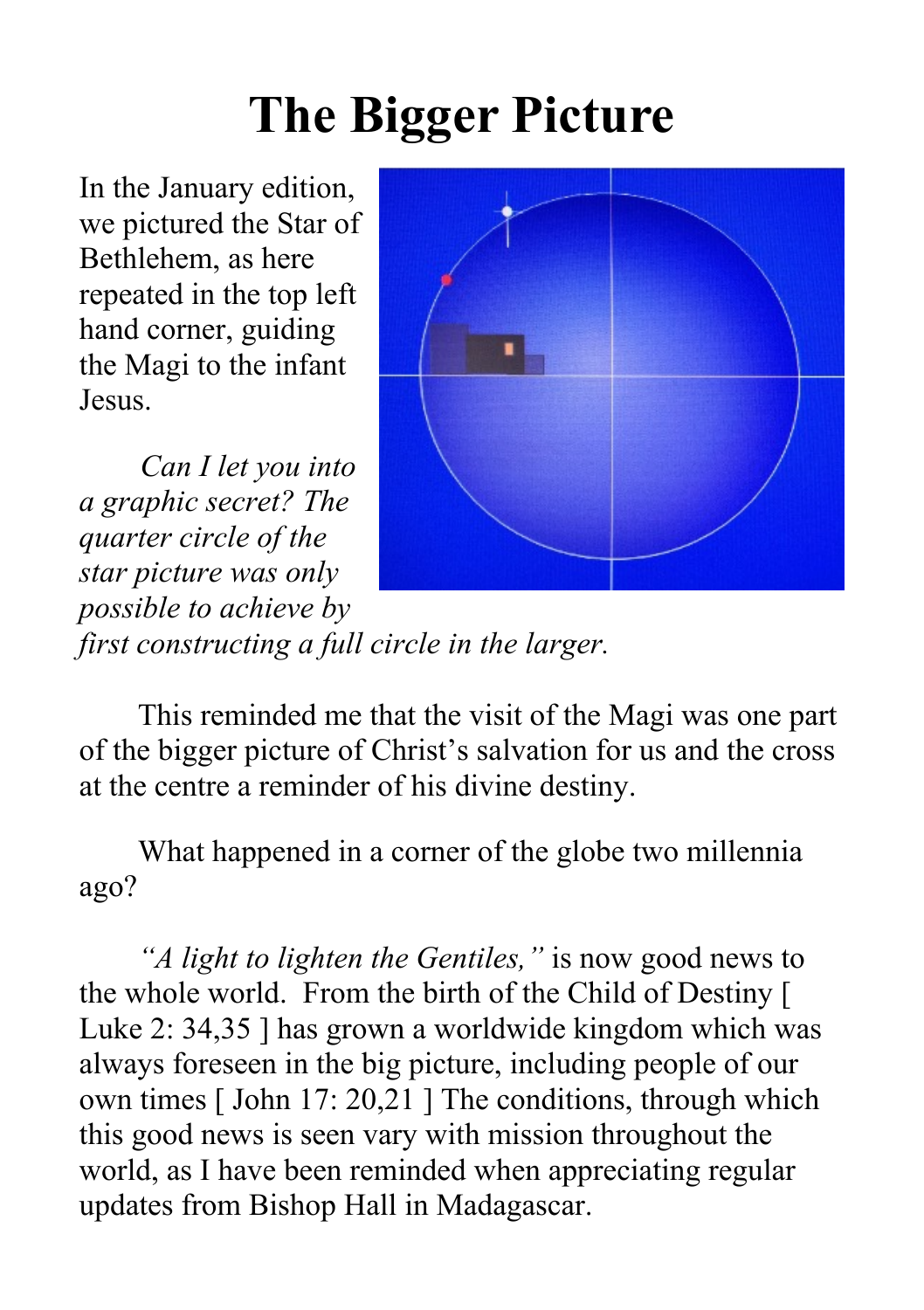# The Bigger Picture

In the January edition, we pictured the Star of Bethlehem, as here repeated in the top left hand corner, guiding the Magi to the infant Jesus.

*Can I let you into a graphic secret? The quarter circle of the star picture was only possible to achieve by first constructing a full circle in the larger.*

This reminded me that the visit of the Magi was one part of the bigger picture of Christ's salvation for us and the cross at the centre a reminder of his divine destiny.

What happened in a corner of the globe two millennia ago?

*"A light to lighten the Gentiles,"* is now good news to the whole world. From the birth of the Child of Destiny [ Luke 2: 34,35 ] has grown a worldwide kingdom which was always foreseen in the big picture, including people of our own times [ John 17: 20,21 ] The conditions, through which this good news is seen vary with mission throughout the world, as I have been reminded when appreciating regular updates from Bishop Hall in Madagascar.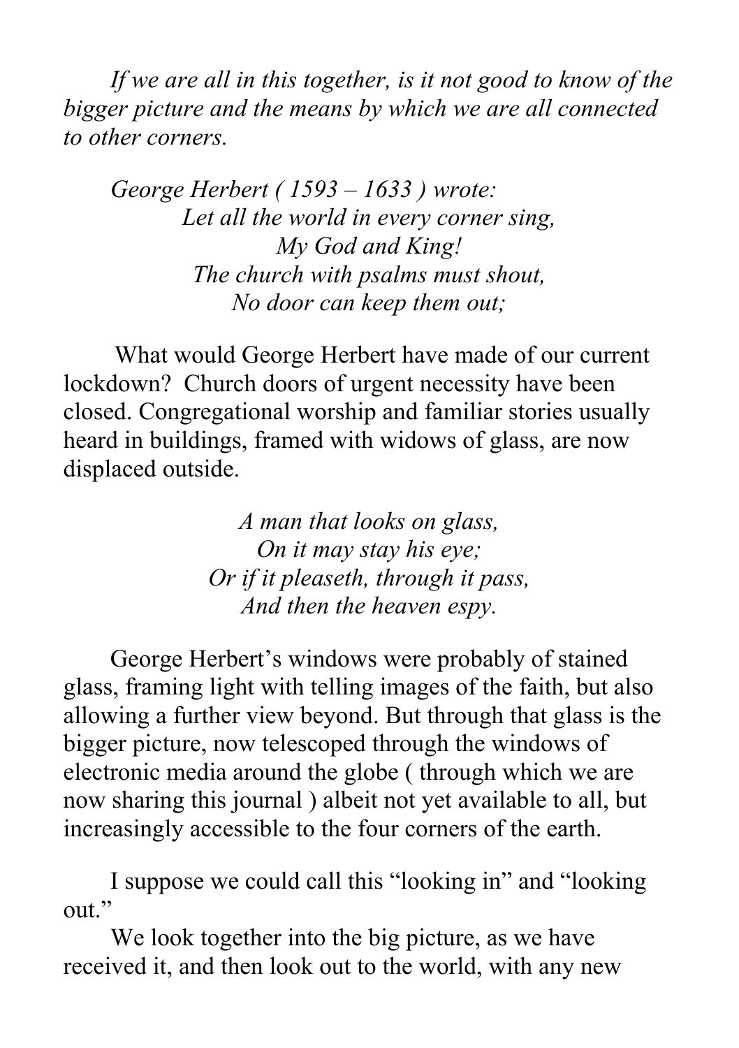*If we are all in this together, is it not good to know of the bigger picture and the means by which we are all connected to other corners.*

*George Herbert ( 1593 – 1633 ) wrote:*

*Let all the world in every corner sing,*
*My God and King!*
*The church with psalms must shout,*
*No door can keep them out;*

What would George Herbert have made of our current lockdown? Church doors of urgent necessity have been closed. Congregational worship and familiar stories usually heard in buildings, framed with widows of glass, are now displaced outside.

*A man that looks on glass,*
*On it may stay his eye;*
*Or if it pleaseth, through it pass,*
*And then the heaven espy.*

George Herbert's windows were probably of stained glass, framing light with telling images of the faith, but also allowing a further view beyond. But through that glass is the bigger picture, now telescoped through the windows of electronic media around the globe ( through which we are now sharing this journal ) albeit not yet available to all, but increasingly accessible to the four corners of the earth.

I suppose we could call this "looking in" and "looking out."

We look together into the big picture, as we have received it, and then look out to the world, with any new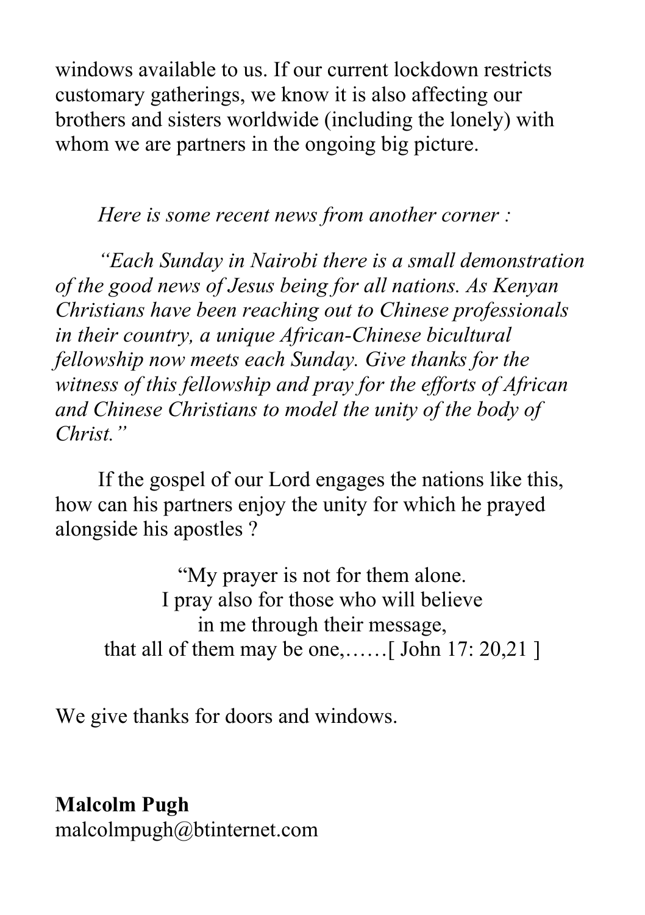windows available to us. If our current lockdown restricts customary gatherings, we know it is also affecting our brothers and sisters worldwide (including the lonely) with whom we are partners in the ongoing big picture.

*Here is some recent news from another corner :*

*"Each Sunday in Nairobi there is a small demonstration of the good news of Jesus being for all nations. As Kenyan Christians have been reaching out to Chinese professionals in their country, a unique African-Chinese bicultural fellowship now meets each Sunday. Give thanks for the witness of this fellowship and pray for the efforts of African and Chinese Christians to model the unity of the body of Christ."*

If the gospel of our Lord engages the nations like this, how can his partners enjoy the unity for which he prayed alongside his apostles ?

"My prayer is not for them alone.  
I pray also for those who will believe  
in me through their message,  
that all of them may be one,……[ John 17: 20,21 ]

We give thanks for doors and windows.

**Malcolm Pugh**  
malcolmpugh@btinternet.com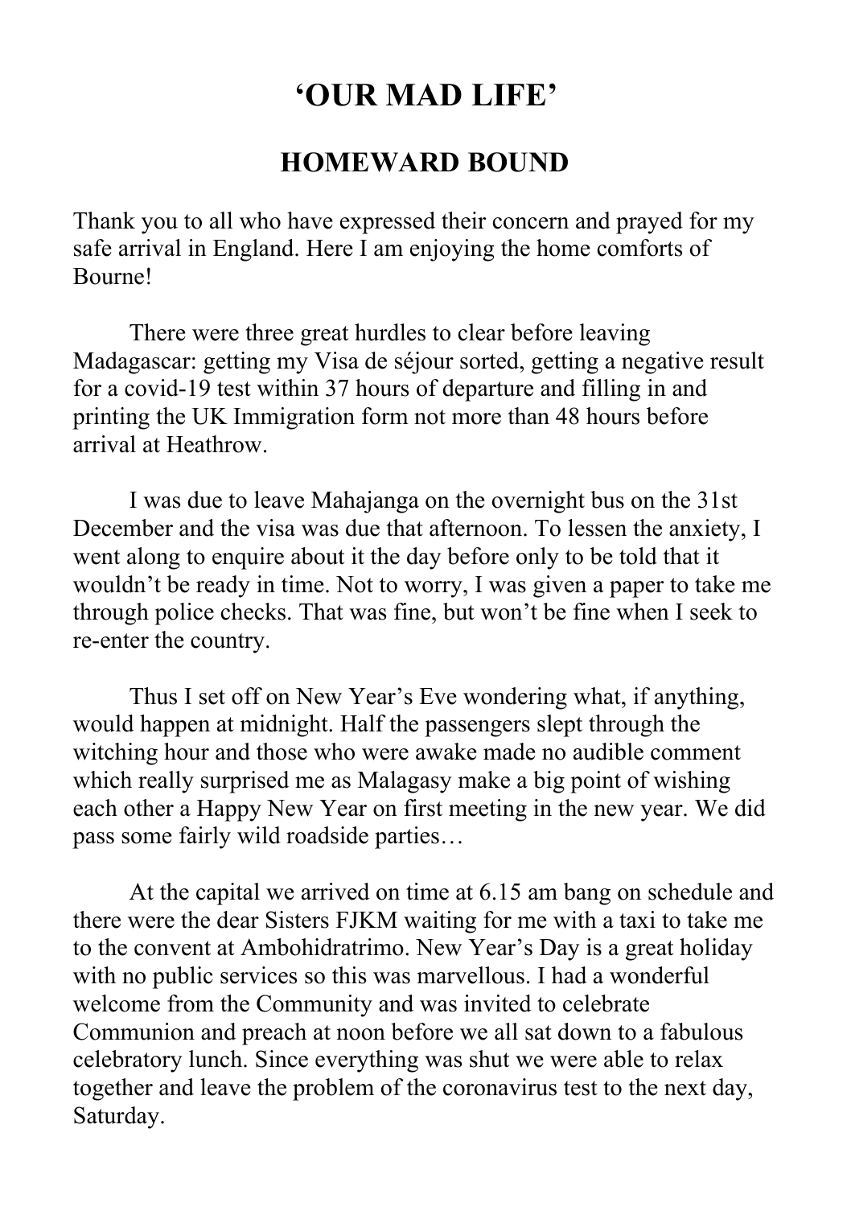# 'OUR MAD LIFE'

## HOMEWARD BOUND

Thank you to all who have expressed their concern and prayed for my safe arrival in England. Here I am enjoying the home comforts of Bourne!

There were three great hurdles to clear before leaving Madagascar: getting my Visa de séjour sorted, getting a negative result for a covid-19 test within 37 hours of departure and filling in and printing the UK Immigration form not more than 48 hours before arrival at Heathrow.

I was due to leave Mahajanga on the overnight bus on the 31st December and the visa was due that afternoon. To lessen the anxiety, I went along to enquire about it the day before only to be told that it wouldn't be ready in time. Not to worry, I was given a paper to take me through police checks. That was fine, but won't be fine when I seek to re-enter the country.

Thus I set off on New Year's Eve wondering what, if anything, would happen at midnight. Half the passengers slept through the witching hour and those who were awake made no audible comment which really surprised me as Malagasy make a big point of wishing each other a Happy New Year on first meeting in the new year. We did pass some fairly wild roadside parties…

At the capital we arrived on time at 6.15 am bang on schedule and there were the dear Sisters FJKM waiting for me with a taxi to take me to the convent at Ambohidratrimo. New Year's Day is a great holiday with no public services so this was marvellous. I had a wonderful welcome from the Community and was invited to celebrate Communion and preach at noon before we all sat down to a fabulous celebratory lunch. Since everything was shut we were able to relax together and leave the problem of the coronavirus test to the next day, Saturday.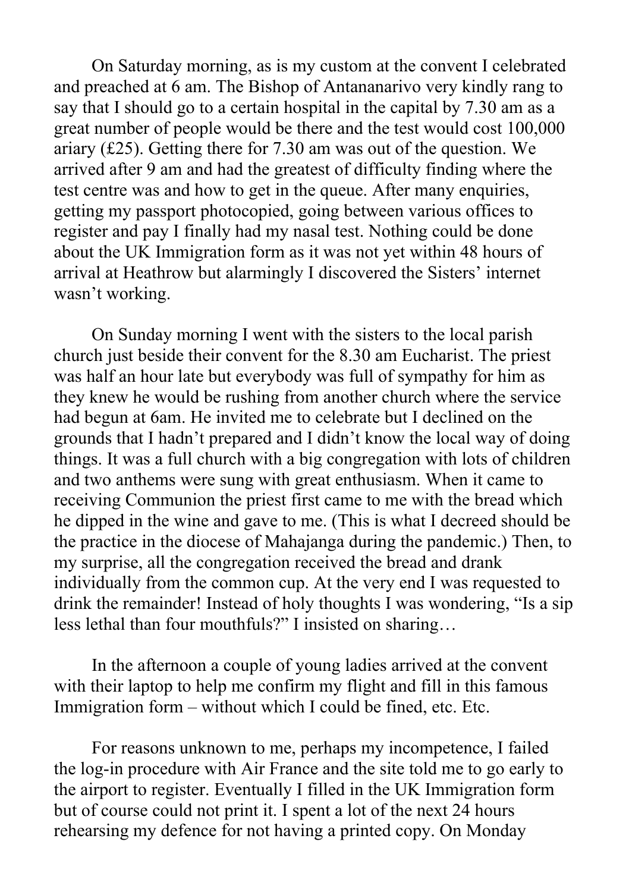On Saturday morning, as is my custom at the convent I celebrated and preached at 6 am. The Bishop of Antananarivo very kindly rang to say that I should go to a certain hospital in the capital by 7.30 am as a great number of people would be there and the test would cost 100,000 ariary (£25). Getting there for 7.30 am was out of the question. We arrived after 9 am and had the greatest of difficulty finding where the test centre was and how to get in the queue. After many enquiries, getting my passport photocopied, going between various offices to register and pay I finally had my nasal test. Nothing could be done about the UK Immigration form as it was not yet within 48 hours of arrival at Heathrow but alarmingly I discovered the Sisters' internet wasn't working.

On Sunday morning I went with the sisters to the local parish church just beside their convent for the 8.30 am Eucharist. The priest was half an hour late but everybody was full of sympathy for him as they knew he would be rushing from another church where the service had begun at 6am. He invited me to celebrate but I declined on the grounds that I hadn't prepared and I didn't know the local way of doing things. It was a full church with a big congregation with lots of children and two anthems were sung with great enthusiasm. When it came to receiving Communion the priest first came to me with the bread which he dipped in the wine and gave to me. (This is what I decreed should be the practice in the diocese of Mahajanga during the pandemic.) Then, to my surprise, all the congregation received the bread and drank individually from the common cup. At the very end I was requested to drink the remainder! Instead of holy thoughts I was wondering, "Is a sip less lethal than four mouthfuls?" I insisted on sharing…

In the afternoon a couple of young ladies arrived at the convent with their laptop to help me confirm my flight and fill in this famous Immigration form – without which I could be fined, etc. Etc.

For reasons unknown to me, perhaps my incompetence, I failed the log-in procedure with Air France and the site told me to go early to the airport to register. Eventually I filled in the UK Immigration form but of course could not print it. I spent a lot of the next 24 hours rehearsing my defence for not having a printed copy. On Monday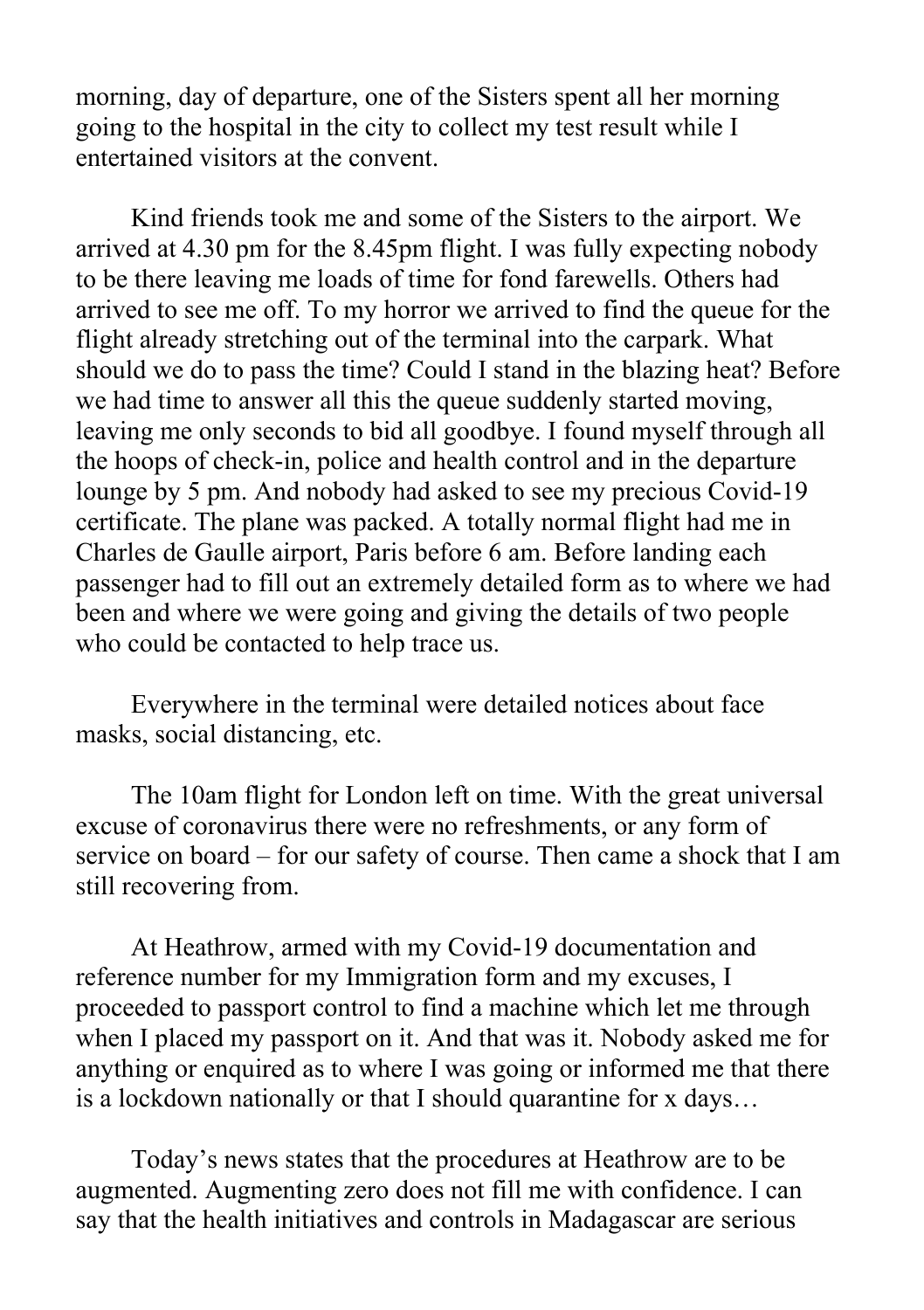morning, day of departure, one of the Sisters spent all her morning going to the hospital in the city to collect my test result while I entertained visitors at the convent.

Kind friends took me and some of the Sisters to the airport. We arrived at 4.30 pm for the 8.45pm flight. I was fully expecting nobody to be there leaving me loads of time for fond farewells. Others had arrived to see me off. To my horror we arrived to find the queue for the flight already stretching out of the terminal into the carpark. What should we do to pass the time? Could I stand in the blazing heat? Before we had time to answer all this the queue suddenly started moving, leaving me only seconds to bid all goodbye. I found myself through all the hoops of check-in, police and health control and in the departure lounge by 5 pm. And nobody had asked to see my precious Covid-19 certificate. The plane was packed. A totally normal flight had me in Charles de Gaulle airport, Paris before 6 am. Before landing each passenger had to fill out an extremely detailed form as to where we had been and where we were going and giving the details of two people who could be contacted to help trace us.

Everywhere in the terminal were detailed notices about face masks, social distancing, etc.

The 10am flight for London left on time. With the great universal excuse of coronavirus there were no refreshments, or any form of service on board – for our safety of course. Then came a shock that I am still recovering from.

At Heathrow, armed with my Covid-19 documentation and reference number for my Immigration form and my excuses, I proceeded to passport control to find a machine which let me through when I placed my passport on it. And that was it. Nobody asked me for anything or enquired as to where I was going or informed me that there is a lockdown nationally or that I should quarantine for x days…

Today's news states that the procedures at Heathrow are to be augmented. Augmenting zero does not fill me with confidence. I can say that the health initiatives and controls in Madagascar are serious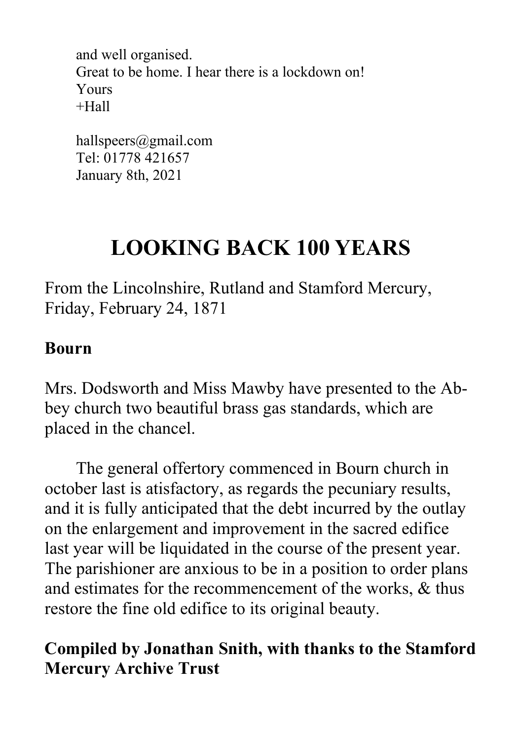and well organised.
Great to be home. I hear there is a lockdown on!
Yours
+Hall

hallspeers@gmail.com
Tel: 01778 421657
January 8th, 2021

# LOOKING BACK 100 YEARS

From the Lincolnshire, Rutland and Stamford Mercury, Friday, February 24, 1871

**Bourn**

Mrs. Dodsworth and Miss Mawby have presented to the Abbey church two beautiful brass gas standards, which are placed in the chancel.

The general offertory commenced in Bourn church in october last is atisfactory, as regards the pecuniary results, and it is fully anticipated that the debt incurred by the outlay on the enlargement and improvement in the sacred edifice last year will be liquidated in the course of the present year. The parishioner are anxious to be in a position to order plans and estimates for the recommencement of the works, & thus restore the fine old edifice to its original beauty.

**Compiled by Jonathan Snith, with thanks to the Stamford Mercury Archive Trust**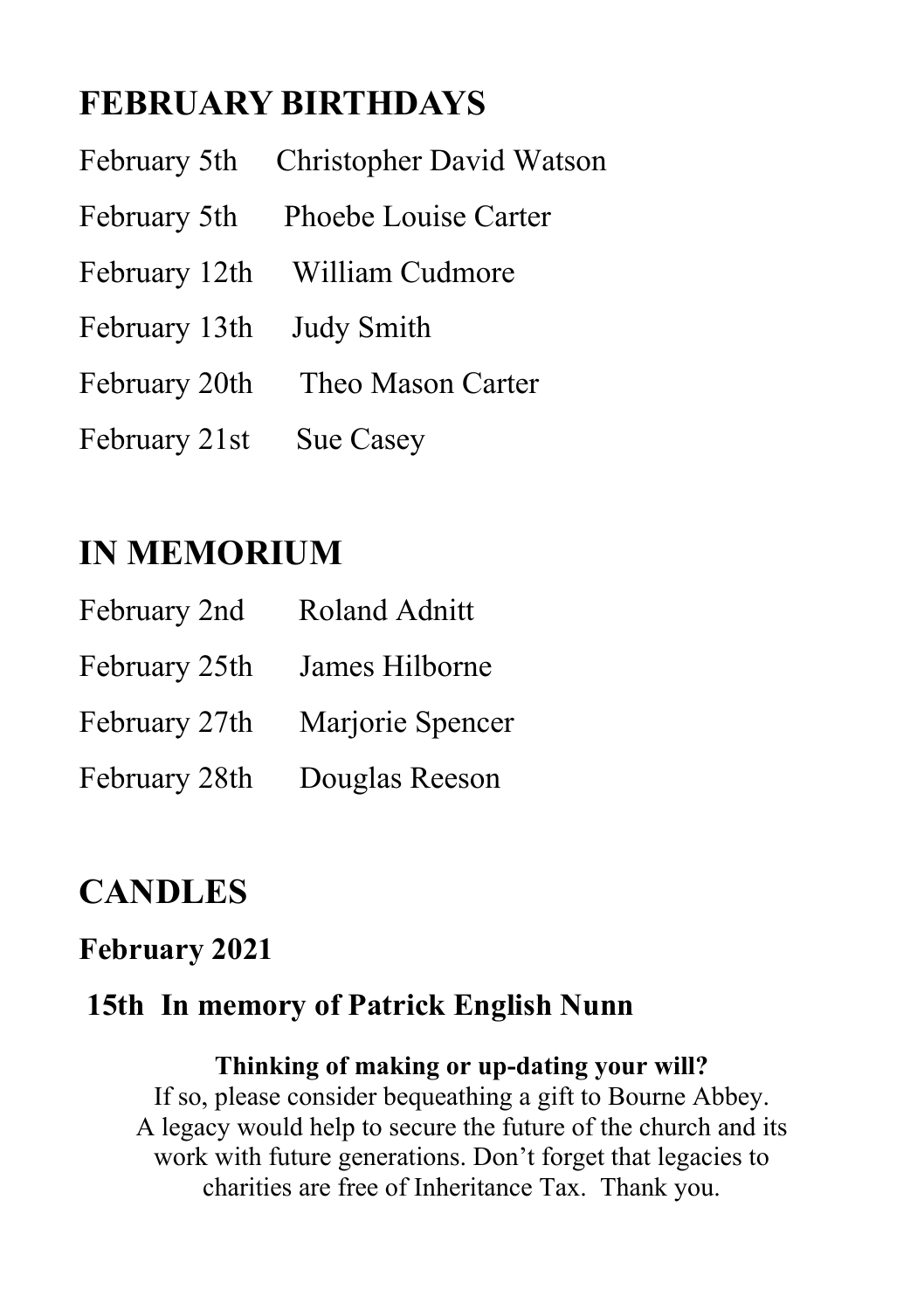## FEBRUARY BIRTHDAYS

February 5th Christopher David Watson

February 5th Phoebe Louise Carter

February 12th William Cudmore

February 13th Judy Smith

February 20th Theo Mason Carter

February 21st Sue Casey

## IN MEMORIUM

February 2nd Roland Adnitt

February 25th James Hilborne

February 27th Marjorie Spencer

February 28th Douglas Reeson

## CANDLES

### February 2021

**15th In memory of Patrick English Nunn**

**Thinking of making or up-dating your will?**

If so, please consider bequeathing a gift to Bourne Abbey. A legacy would help to secure the future of the church and its work with future generations. Don't forget that legacies to charities are free of Inheritance Tax. Thank you.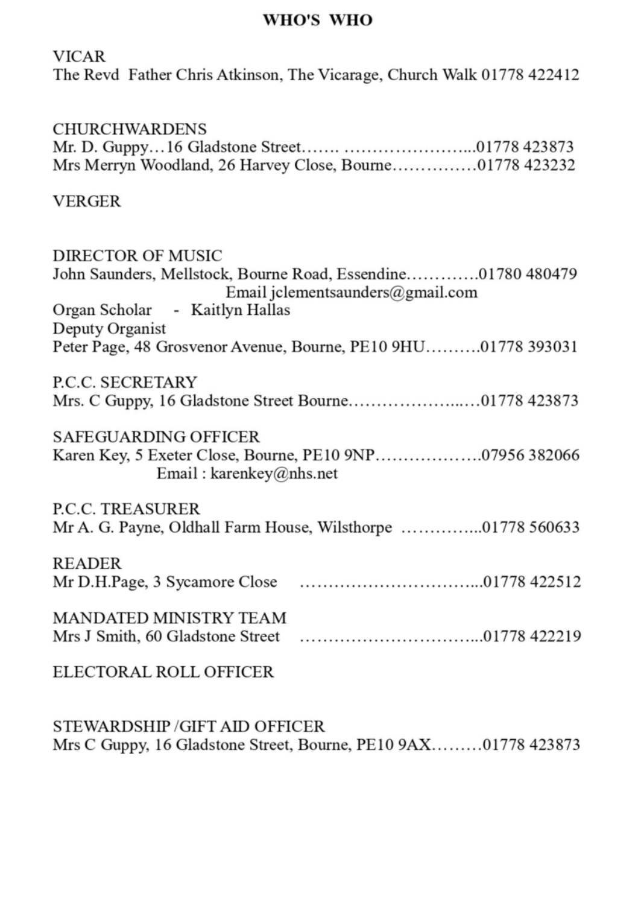# WHO'S WHO

## VICAR

The Revd Father Chris Atkinson, The Vicarage, Church Walk 01778 422412

## CHURCHWARDENS

Mr. D. Guppy…16 Gladstone Street……. …………………...01778 423873
Mrs Merryn Woodland, 26 Harvey Close, Bourne……………01778 423232

## VERGER

## DIRECTOR OF MUSIC

John Saunders, Mellstock, Bourne Road, Essendine………….01780 480479
Email jclementsaunders@gmail.com

Organ Scholar - Kaitlyn Hallas

Deputy Organist
Peter Page, 48 Grosvenor Avenue, Bourne, PE10 9HU……….01778 393031

## P.C.C. SECRETARY

Mrs. C Guppy, 16 Gladstone Street Bourne…………………..…01778 423873

## SAFEGUARDING OFFICER

Karen Key, 5 Exeter Close, Bourne, PE10 9NP……………….07956 382066
Email : karenkey@nhs.net

## P.C.C. TREASURER

Mr A. G. Payne, Oldhall Farm House, Wilsthorpe …………...01778 560633

## READER

Mr D.H.Page, 3 Sycamore Close …………………………...01778 422512

## MANDATED MINISTRY TEAM

Mrs J Smith, 60 Gladstone Street …………………………...01778 422219

## ELECTORAL ROLL OFFICER

## STEWARDSHIP /GIFT AID OFFICER

Mrs C Guppy, 16 Gladstone Street, Bourne, PE10 9AX………01778 423873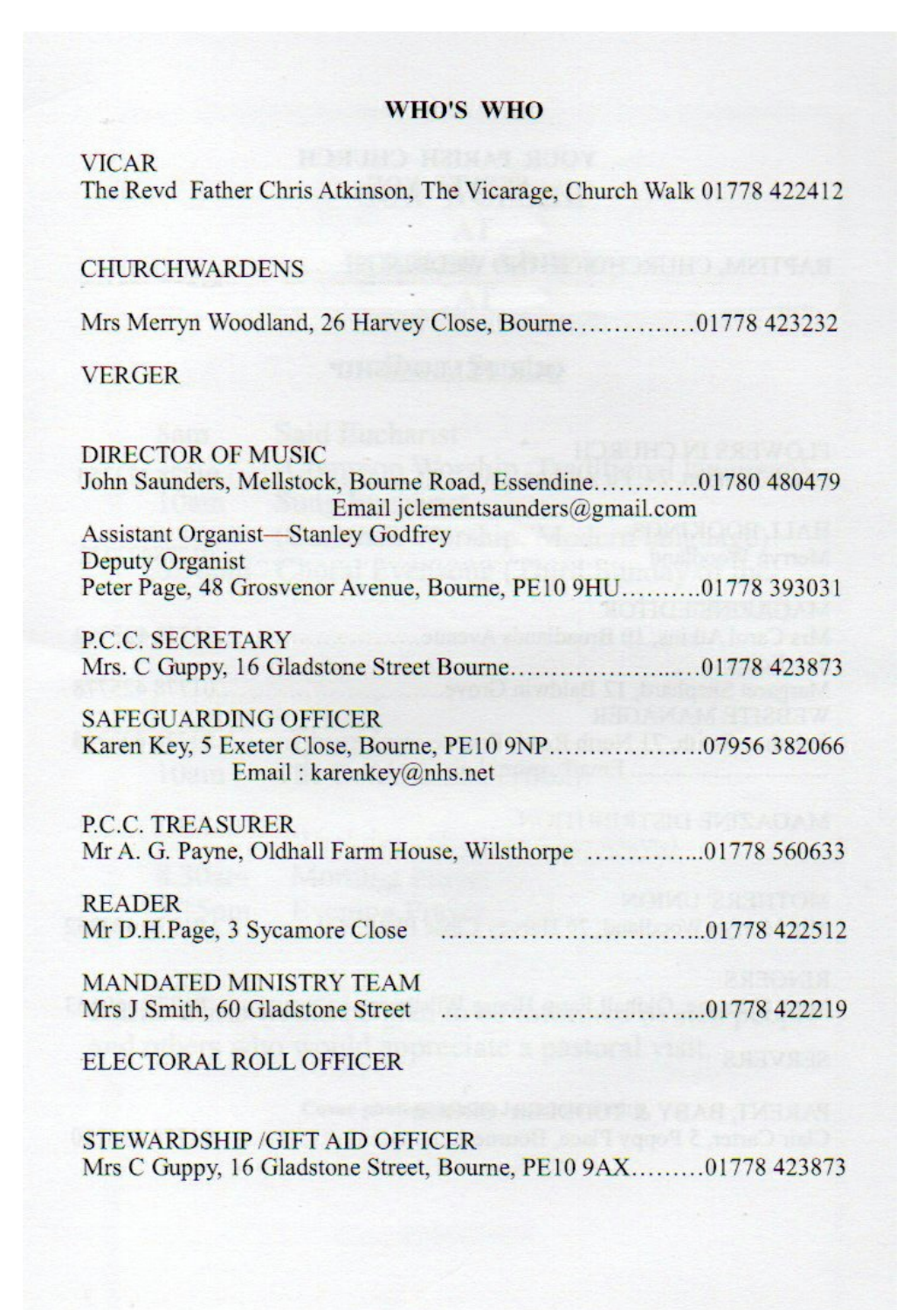## WHO'S WHO

VICAR
The Revd Father Chris Atkinson, The Vicarage, Church Walk 01778 422412

CHURCHWARDENS

Mrs Merryn Woodland, 26 Harvey Close, Bourne……………01778 423232

VERGER

DIRECTOR OF MUSIC
John Saunders, Mellstock, Bourne Road, Essendine…………01780 480479
Email jclementsaunders@gmail.com
Assistant Organist—Stanley Godfrey
Deputy Organist
Peter Page, 48 Grosvenor Avenue, Bourne, PE10 9HU……….01778 393031

P.C.C. SECRETARY
Mrs. C Guppy, 16 Gladstone Street Bourne…………………...01778 423873

SAFEGUARDING OFFICER
Karen Key, 5 Exeter Close, Bourne, PE10 9NP……………….07956 382066
Email : karenkey@nhs.net

P.C.C. TREASURER
Mr A. G. Payne, Oldhall Farm House, Wilsthorpe …………...01778 560633

READER
Mr D.H.Page, 3 Sycamore Close …………………………...01778 422512

MANDATED MINISTRY TEAM
Mrs J Smith, 60 Gladstone Street …………………………...01778 422219

ELECTORAL ROLL OFFICER

STEWARDSHIP /GIFT AID OFFICER
Mrs C Guppy, 16 Gladstone Street, Bourne, PE10 9AX………01778 423873